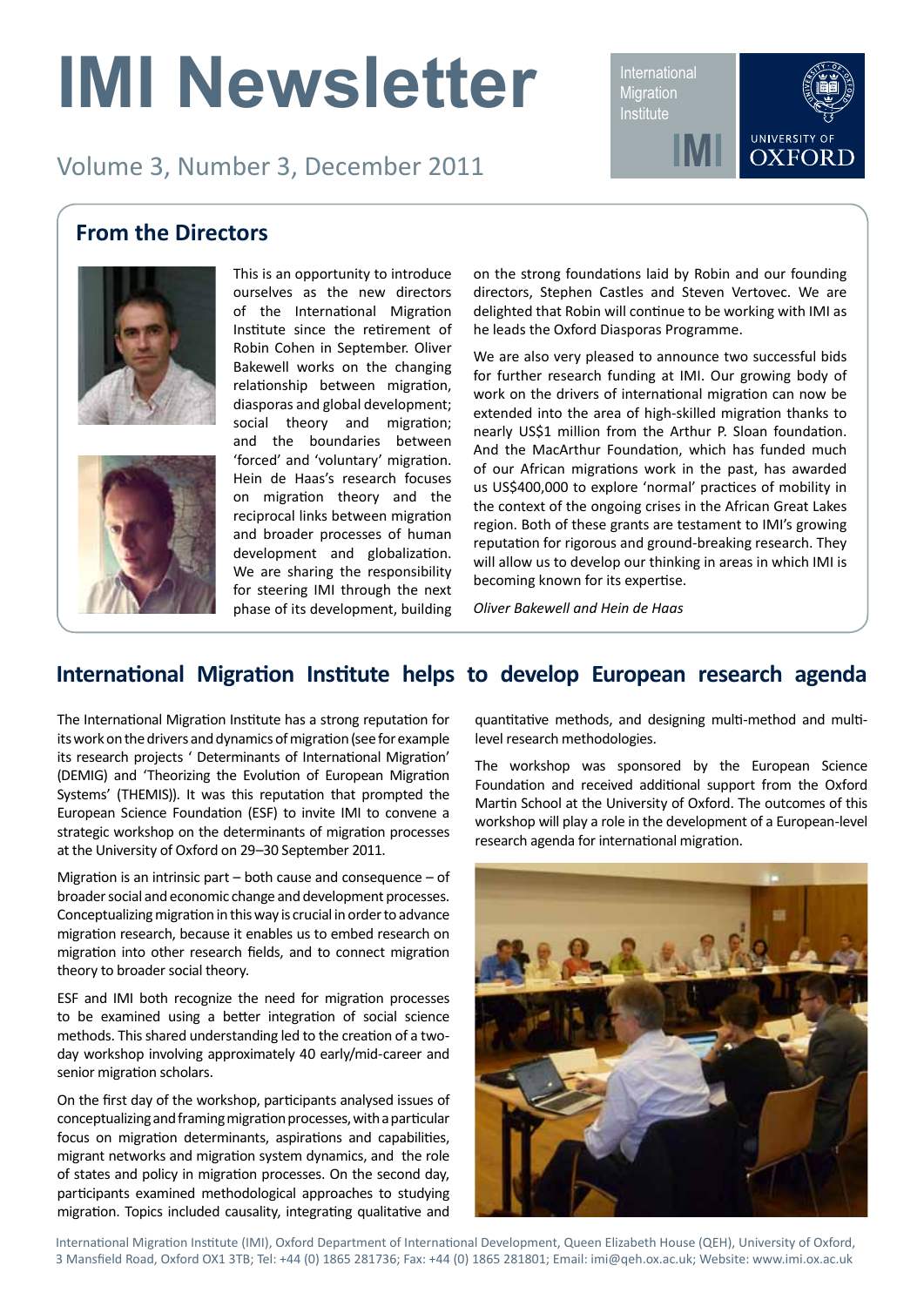# IMI Newsletter

Volume 3, Number 3, December 2011

## From the Directors

This is an opportunity to introduce ourselves as the new directors of the International Migration Institute since the retirement of Robin Cohen in September. Oliver Bakewell works on the changing relationship between migration, diasporas and global development; social theory and migration; and the boundaries between 'forced' and 'voluntary' migration. Hein de Haas's research focuses on migration theory and the reciprocal links between migration and broader processes of human development and globalization. We are sharing the responsibility for steering IMI through the next phase of its development, building on the strong foundations laid by Robin and our founding directors, Stephen Castles and Steven Vertovec. We are delighted that Robin will continue to be working with IMI as he leads the Oxford Diasporas Programme.

We are also very pleased to announce two successful bids for further research funding at IMI. Our growing body of work on the drivers of international migration can now be extended into the area of high-skilled migration thanks to nearly US$1 million from the Arthur P. Sloan foundation. And the MacArthur Foundation, which has funded much of our African migrations work in the past, has awarded us US$400,000 to explore 'normal' practices of mobility in the context of the ongoing crises in the African Great Lakes region. Both of these grants are testament to IMI's growing reputation for rigorous and ground-breaking research. They will allow us to develop our thinking in areas in which IMI is becoming known for its expertise.

*Oliver Bakewell and Hein de Haas*

## International Migration Institute helps to develop European research agenda

The International Migration Institute has a strong reputation for its work on the drivers and dynamics of migration (see for example its research projects ' Determinants of International Migration' (DEMIG) and 'Theorizing the Evolution of European Migration Systems' (THEMIS)). It was this reputation that prompted the European Science Foundation (ESF) to invite IMI to convene a strategic workshop on the determinants of migration processes at the University of Oxford on 29–30 September 2011.

Migration is an intrinsic part – both cause and consequence – of broader social and economic change and development processes. Conceptualizing migration in this way is crucial in order to advance migration research, because it enables us to embed research on migration into other research fields, and to connect migration theory to broader social theory.

ESF and IMI both recognize the need for migration processes to be examined using a better integration of social science methods. This shared understanding led to the creation of a two-day workshop involving approximately 40 early/mid-career and senior migration scholars.

On the first day of the workshop, participants analysed issues of conceptualizing and framing migration processes, with a particular focus on migration determinants, aspirations and capabilities, migrant networks and migration system dynamics, and the role of states and policy in migration processes. On the second day, participants examined methodological approaches to studying migration. Topics included causality, integrating qualitative and quantitative methods, and designing multi-method and multi-level research methodologies.

The workshop was sponsored by the European Science Foundation and received additional support from the Oxford Martin School at the University of Oxford. The outcomes of this workshop will play a role in the development of a European-level research agenda for international migration.

International Migration Institute (IMI), Oxford Department of International Development, Queen Elizabeth House (QEH), University of Oxford, 3 Mansfield Road, Oxford OX1 3TB; Tel: +44 (0) 1865 281736; Fax: +44 (0) 1865 281801; Email: imi@qeh.ox.ac.uk; Website: www.imi.ox.ac.uk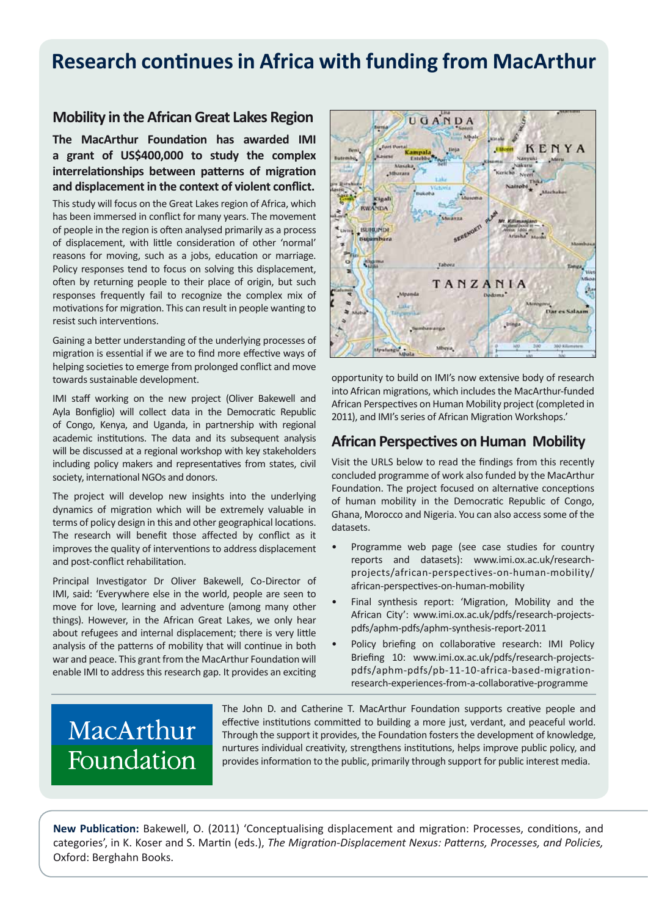# Research continues in Africa with funding from MacArthur

## Mobility in the African Great Lakes Region

**The MacArthur Foundation has awarded IMI a grant of US$400,000 to study the complex interrelationships between patterns of migration and displacement in the context of violent conflict.**

This study will focus on the Great Lakes region of Africa, which has been immersed in conflict for many years. The movement of people in the region is often analysed primarily as a process of displacement, with little consideration of other 'normal' reasons for moving, such as a jobs, education or marriage. Policy responses tend to focus on solving this displacement, often by returning people to their place of origin, but such responses frequently fail to recognize the complex mix of motivations for migration. This can result in people wanting to resist such interventions.

Gaining a better understanding of the underlying processes of migration is essential if we are to find more effective ways of helping societies to emerge from prolonged conflict and move towards sustainable development.

IMI staff working on the new project (Oliver Bakewell and Ayla Bonfiglio) will collect data in the Democratic Republic of Congo, Kenya, and Uganda, in partnership with regional academic institutions. The data and its subsequent analysis will be discussed at a regional workshop with key stakeholders including policy makers and representatives from states, civil society, international NGOs and donors.

The project will develop new insights into the underlying dynamics of migration which will be extremely valuable in terms of policy design in this and other geographical locations. The research will benefit those affected by conflict as it improves the quality of interventions to address displacement and post-conflict rehabilitation.

Principal Investigator Dr Oliver Bakewell, Co-Director of IMI, said: 'Everywhere else in the world, people are seen to move for love, learning and adventure (among many other things). However, in the African Great Lakes, we only hear about refugees and internal displacement; there is very little analysis of the patterns of mobility that will continue in both war and peace. This grant from the MacArthur Foundation will enable IMI to address this research gap. It provides an exciting opportunity to build on IMI's now extensive body of research into African migrations, which includes the MacArthur-funded African Perspectives on Human Mobility project (completed in 2011), and IMI's series of African Migration Workshops.'

## African Perspectives on Human Mobility

Visit the URLS below to read the findings from this recently concluded programme of work also funded by the MacArthur Foundation. The project focused on alternative conceptions of human mobility in the Democratic Republic of Congo, Ghana, Morocco and Nigeria. You can also access some of the datasets.

- Programme web page (see case studies for country reports and datasets): www.imi.ox.ac.uk/research-projects/african-perspectives-on-human-mobility/african-perspectives-on-human-mobility
- Final synthesis report: 'Migration, Mobility and the African City': www.imi.ox.ac.uk/pdfs/research-projects-pdfs/aphm-pdfs/aphm-synthesis-report-2011
- Policy briefing on collaborative research: IMI Policy Briefing 10: www.imi.ox.ac.uk/pdfs/research-projects-pdfs/aphm-pdfs/pb-11-10-africa-based-migration-research-experiences-from-a-collaborative-programme

MacArthur Foundation

The John D. and Catherine T. MacArthur Foundation supports creative people and effective institutions committed to building a more just, verdant, and peaceful world. Through the support it provides, the Foundation fosters the development of knowledge, nurtures individual creativity, strengthens institutions, helps improve public policy, and provides information to the public, primarily through support for public interest media.

**New Publication:** Bakewell, O. (2011) 'Conceptualising displacement and migration: Processes, conditions, and categories', in K. Koser and S. Martin (eds.), *The Migration-Displacement Nexus: Patterns, Processes, and Policies,* Oxford: Berghahn Books.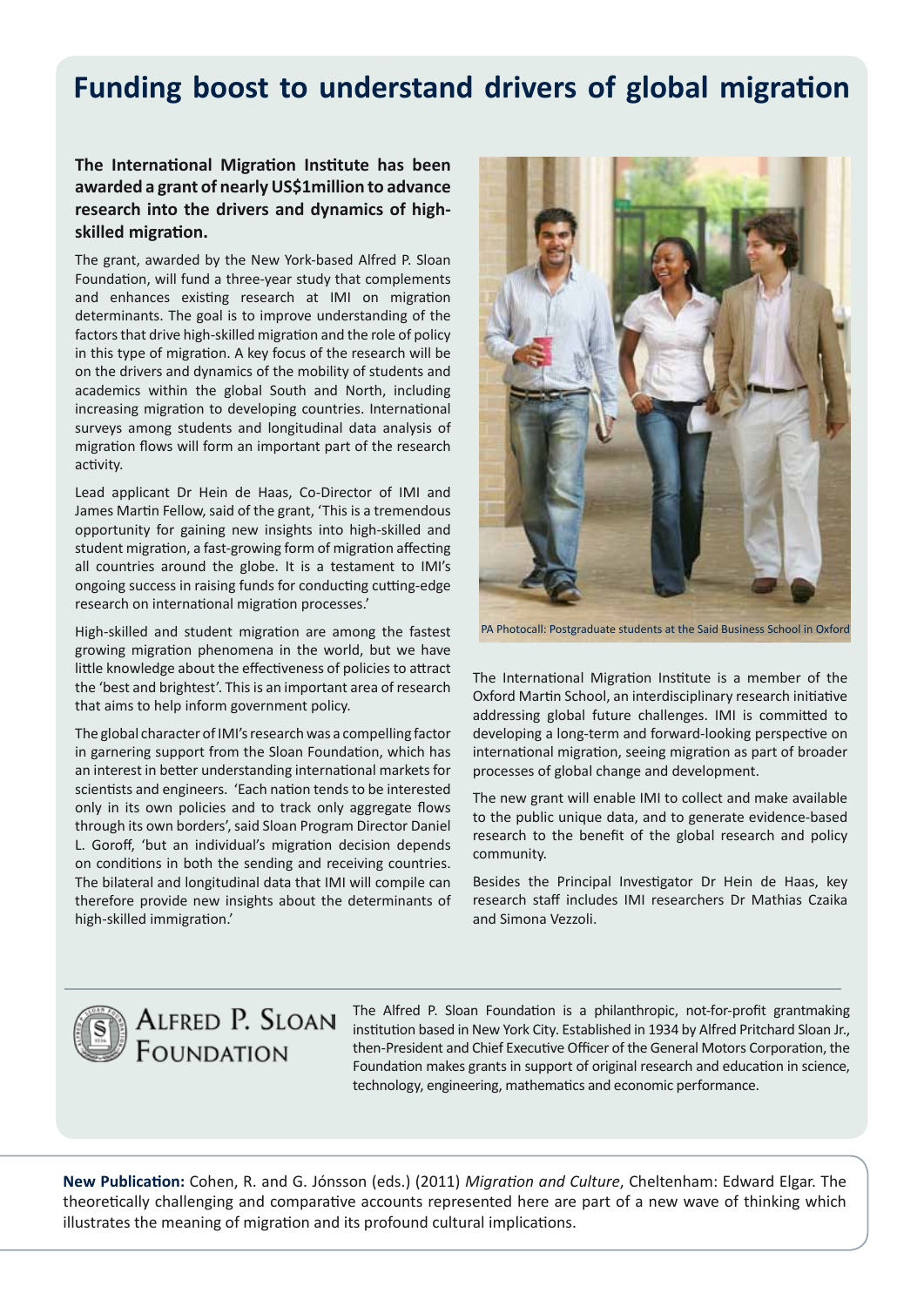# Funding boost to understand drivers of global migration

**The International Migration Institute has been awarded a grant of nearly US$1million to advance research into the drivers and dynamics of high-skilled migration.**

The grant, awarded by the New York-based Alfred P. Sloan Foundation, will fund a three-year study that complements and enhances existing research at IMI on migration determinants. The goal is to improve understanding of the factors that drive high-skilled migration and the role of policy in this type of migration. A key focus of the research will be on the drivers and dynamics of the mobility of students and academics within the global South and North, including increasing migration to developing countries. International surveys among students and longitudinal data analysis of migration flows will form an important part of the research activity.

Lead applicant Dr Hein de Haas, Co-Director of IMI and James Martin Fellow, said of the grant, 'This is a tremendous opportunity for gaining new insights into high-skilled and student migration, a fast-growing form of migration affecting all countries around the globe. It is a testament to IMI's ongoing success in raising funds for conducting cutting-edge research on international migration processes.'

High-skilled and student migration are among the fastest growing migration phenomena in the world, but we have little knowledge about the effectiveness of policies to attract the 'best and brightest'. This is an important area of research that aims to help inform government policy.

The global character of IMI's research was a compelling factor in garnering support from the Sloan Foundation, which has an interest in better understanding international markets for scientists and engineers. 'Each nation tends to be interested only in its own policies and to track only aggregate flows through its own borders', said Sloan Program Director Daniel L. Goroff, 'but an individual's migration decision depends on conditions in both the sending and receiving countries. The bilateral and longitudinal data that IMI will compile can therefore provide new insights about the determinants of high-skilled immigration.'

PA Photocall: Postgraduate students at the Said Business School in Oxford

The International Migration Institute is a member of the Oxford Martin School, an interdisciplinary research initiative addressing global future challenges. IMI is committed to developing a long-term and forward-looking perspective on international migration, seeing migration as part of broader processes of global change and development.

The new grant will enable IMI to collect and make available to the public unique data, and to generate evidence-based research to the benefit of the global research and policy community.

Besides the Principal Investigator Dr Hein de Haas, key research staff includes IMI researchers Dr Mathias Czaika and Simona Vezzoli.

---

Alfred P. Sloan Foundation

The Alfred P. Sloan Foundation is a philanthropic, not-for-profit grantmaking institution based in New York City. Established in 1934 by Alfred Pritchard Sloan Jr., then-President and Chief Executive Officer of the General Motors Corporation, the Foundation makes grants in support of original research and education in science, technology, engineering, mathematics and economic performance.

---

**New Publication:** Cohen, R. and G. Jónsson (eds.) (2011) *Migration and Culture*, Cheltenham: Edward Elgar. The theoretically challenging and comparative accounts represented here are part of a new wave of thinking which illustrates the meaning of migration and its profound cultural implications.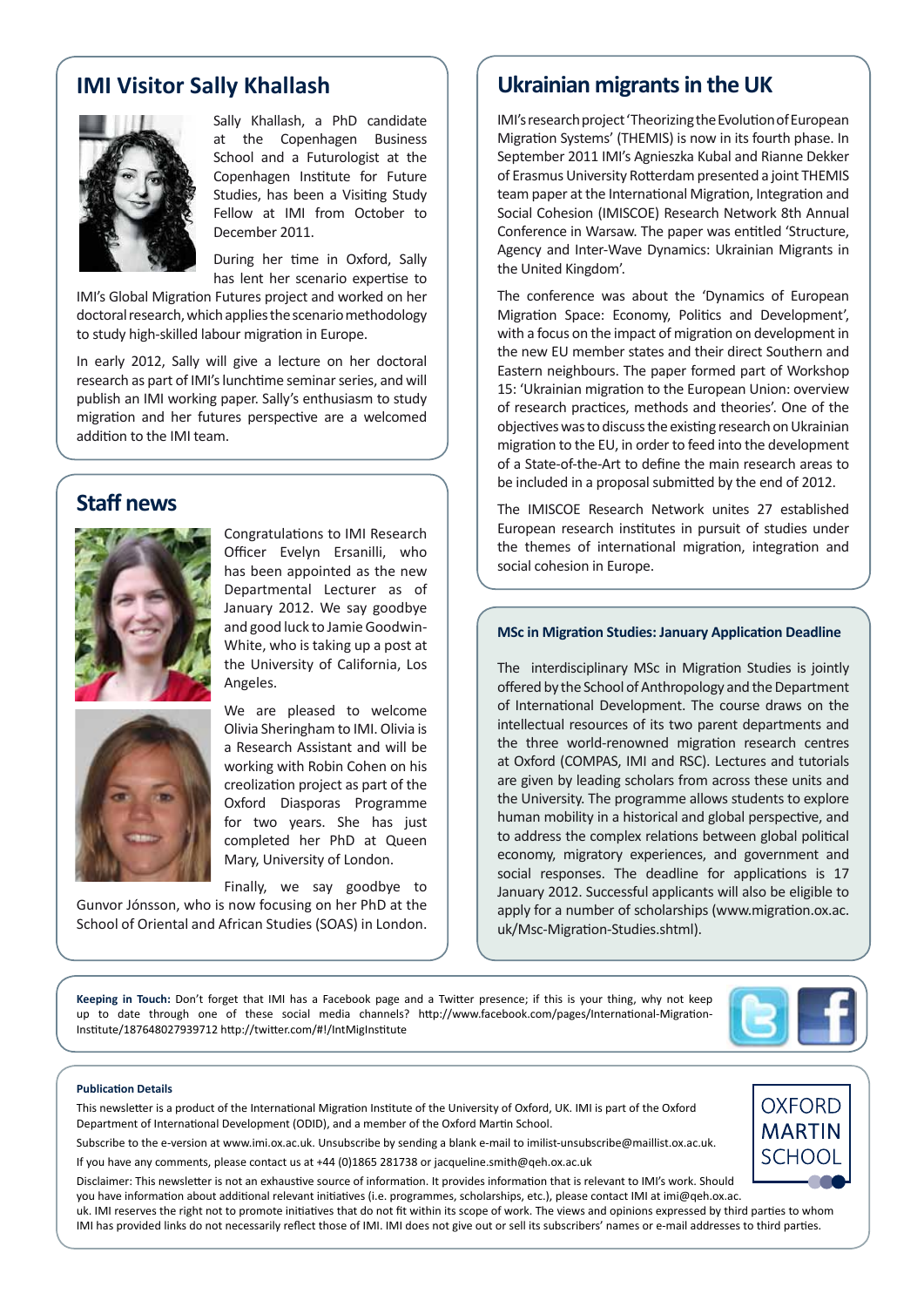## IMI Visitor Sally Khallash

Sally Khallash, a PhD candidate at the Copenhagen Business School and a Futurologist at the Copenhagen Institute for Future Studies, has been a Visiting Study Fellow at IMI from October to December 2011.

During her time in Oxford, Sally has lent her scenario expertise to IMI's Global Migration Futures project and worked on her doctoral research, which applies the scenario methodology to study high-skilled labour migration in Europe.

In early 2012, Sally will give a lecture on her doctoral research as part of IMI's lunchtime seminar series, and will publish an IMI working paper. Sally's enthusiasm to study migration and her futures perspective are a welcomed addition to the IMI team.

## Staff news

Congratulations to IMI Research Officer Evelyn Ersanilli, who has been appointed as the new Departmental Lecturer as of January 2012. We say goodbye and good luck to Jamie Goodwin-White, who is taking up a post at the University of California, Los Angeles.

We are pleased to welcome Olivia Sheringham to IMI. Olivia is a Research Assistant and will be working with Robin Cohen on his creolization project as part of the Oxford Diasporas Programme for two years. She has just completed her PhD at Queen Mary, University of London.

Finally, we say goodbye to Gunvor Jónsson, who is now focusing on her PhD at the School of Oriental and African Studies (SOAS) in London.

## Ukrainian migrants in the UK

IMI's research project 'Theorizing the Evolution of European Migration Systems' (THEMIS) is now in its fourth phase. In September 2011 IMI's Agnieszka Kubal and Rianne Dekker of Erasmus University Rotterdam presented a joint THEMIS team paper at the International Migration, Integration and Social Cohesion (IMISCOE) Research Network 8th Annual Conference in Warsaw. The paper was entitled 'Structure, Agency and Inter-Wave Dynamics: Ukrainian Migrants in the United Kingdom'.

The conference was about the 'Dynamics of European Migration Space: Economy, Politics and Development', with a focus on the impact of migration on development in the new EU member states and their direct Southern and Eastern neighbours. The paper formed part of Workshop 15: 'Ukrainian migration to the European Union: overview of research practices, methods and theories'. One of the objectives was to discuss the existing research on Ukrainian migration to the EU, in order to feed into the development of a State-of-the-Art to define the main research areas to be included in a proposal submitted by the end of 2012.

The IMISCOE Research Network unites 27 established European research institutes in pursuit of studies under the themes of international migration, integration and social cohesion in Europe.

### MSc in Migration Studies: January Application Deadline

The interdisciplinary MSc in Migration Studies is jointly offered by the School of Anthropology and the Department of International Development. The course draws on the intellectual resources of its two parent departments and the three world-renowned migration research centres at Oxford (COMPAS, IMI and RSC). Lectures and tutorials are given by leading scholars from across these units and the University. The programme allows students to explore human mobility in a historical and global perspective, and to address the complex relations between global political economy, migratory experiences, and government and social responses. The deadline for applications is 17 January 2012. Successful applicants will also be eligible to apply for a number of scholarships (www.migration.ox.ac.uk/Msc-Migration-Studies.shtml).

**Keeping in Touch:** Don't forget that IMI has a Facebook page and a Twitter presence; if this is your thing, why not keep up to date through one of these social media channels? http://www.facebook.com/pages/International-Migration-Institute/187648027939712 http://twitter.com/#!/IntMigInstitute

**Publication Details**

This newsletter is a product of the International Migration Institute of the University of Oxford, UK. IMI is part of the Oxford Department of International Development (ODID), and a member of the Oxford Martin School.

Subscribe to the e-version at www.imi.ox.ac.uk. Unsubscribe by sending a blank e-mail to imilist-unsubscribe@maillist.ox.ac.uk.

If you have any comments, please contact us at +44 (0)1865 281738 or jacqueline.smith@qeh.ox.ac.uk

Disclaimer: This newsletter is not an exhaustive source of information. It provides information that is relevant to IMI's work. Should you have information about additional relevant initiatives (i.e. programmes, scholarships, etc.), please contact IMI at imi@qeh.ox.ac.uk. IMI reserves the right not to promote initiatives that do not fit within its scope of work. The views and opinions expressed by third parties to whom IMI has provided links do not necessarily reflect those of IMI. IMI does not give out or sell its subscribers' names or e-mail addresses to third parties.

OXFORD MARTIN SCHOOL